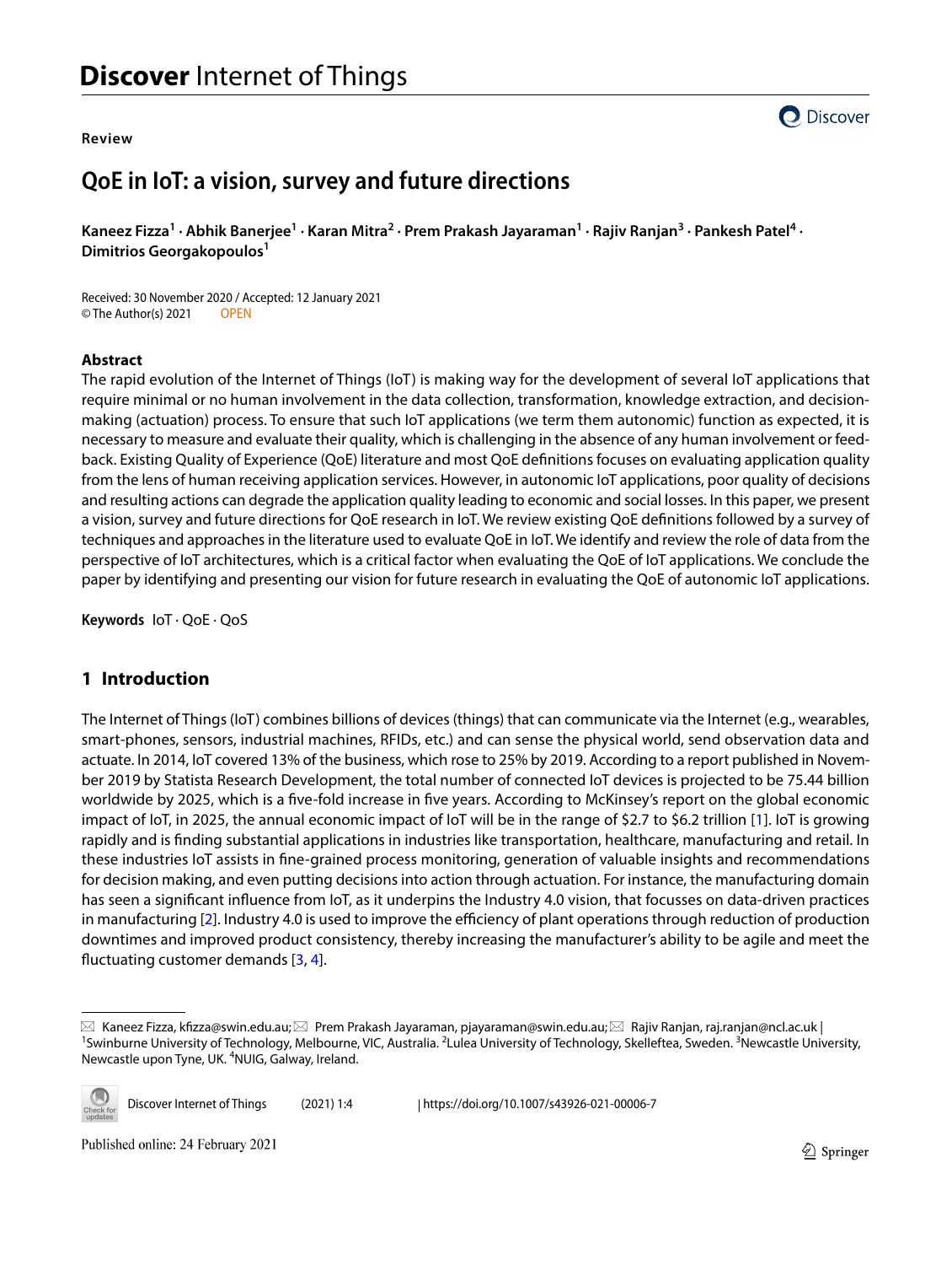Review

# QoE in IoT: a vision, survey and future directions

**Kaneez Fizza[1] · Abhik Banerjee[1] · Karan Mitra[2] · Prem Prakash Jayaraman[1] · Rajiv Ranjan[3] · Pankesh Patel[4] · Dimitrios Georgakopoulos[1]**

Received: 30 November 2020 / Accepted: 12 January 2021
© The Author(s) 2021 OPEN

## Abstract

The rapid evolution of the Internet of Things (IoT) is making way for the development of several IoT applications that require minimal or no human involvement in the data collection, transformation, knowledge extraction, and decision-making (actuation) process. To ensure that such IoT applications (we term them autonomic) function as expected, it is necessary to measure and evaluate their quality, which is challenging in the absence of any human involvement or feedback. Existing Quality of Experience (QoE) literature and most QoE definitions focuses on evaluating application quality from the lens of human receiving application services. However, in autonomic IoT applications, poor quality of decisions and resulting actions can degrade the application quality leading to economic and social losses. In this paper, we present a vision, survey and future directions for QoE research in IoT. We review existing QoE definitions followed by a survey of techniques and approaches in the literature used to evaluate QoE in IoT. We identify and review the role of data from the perspective of IoT architectures, which is a critical factor when evaluating the QoE of IoT applications. We conclude the paper by identifying and presenting our vision for future research in evaluating the QoE of autonomic IoT applications.

**Keywords** IoT · QoE · QoS

## 1 Introduction

The Internet of Things (IoT) combines billions of devices (things) that can communicate via the Internet (e.g., wearables, smart-phones, sensors, industrial machines, RFIDs, etc.) and can sense the physical world, send observation data and actuate. In 2014, IoT covered 13% of the business, which rose to 25% by 2019. According to a report published in November 2019 by Statista Research Development, the total number of connected IoT devices is projected to be 75.44 billion worldwide by 2025, which is a five-fold increase in five years. According to McKinsey's report on the global economic impact of IoT, in 2025, the annual economic impact of IoT will be in the range of $2.7 to $6.2 trillion [1]. IoT is growing rapidly and is finding substantial applications in industries like transportation, healthcare, manufacturing and retail. In these industries IoT assists in fine-grained process monitoring, generation of valuable insights and recommendations for decision making, and even putting decisions into action through actuation. For instance, the manufacturing domain has seen a significant influence from IoT, as it underpins the Industry 4.0 vision, that focusses on data-driven practices in manufacturing [2]. Industry 4.0 is used to improve the efficiency of plant operations through reduction of production downtimes and improved product consistency, thereby increasing the manufacturer's ability to be agile and meet the fluctuating customer demands [3, 4].

---

✉ Kaneez Fizza, kfizza@swin.edu.au; ✉ Prem Prakash Jayaraman, pjayaraman@swin.edu.au; ✉ Rajiv Ranjan, raj.ranjan@ncl.ac.uk | [1]Swinburne University of Technology, Melbourne, VIC, Australia. [2]Lulea University of Technology, Skelleftea, Sweden. [3]Newcastle University, Newcastle upon Tyne, UK. [4]NUIG, Galway, Ireland.

Discover Internet of Things (2021) 1:4 | https://doi.org/10.1007/s43926-021-00006-7

Published online: 24 February 2021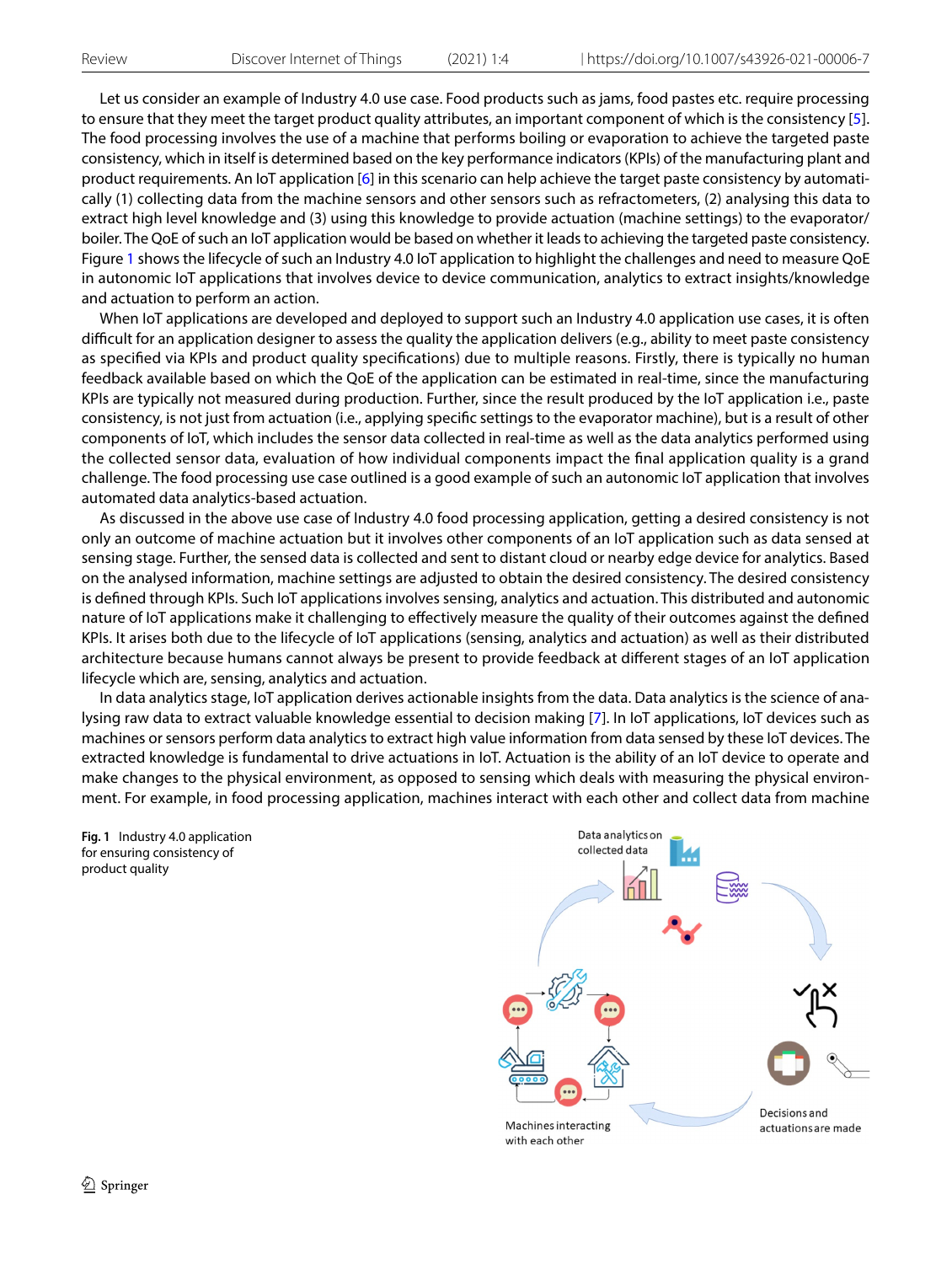Let us consider an example of Industry 4.0 use case. Food products such as jams, food pastes etc. require processing to ensure that they meet the target product quality attributes, an important component of which is the consistency [5]. The food processing involves the use of a machine that performs boiling or evaporation to achieve the targeted paste consistency, which in itself is determined based on the key performance indicators (KPIs) of the manufacturing plant and product requirements. An IoT application [6] in this scenario can help achieve the target paste consistency by automatically (1) collecting data from the machine sensors and other sensors such as refractometers, (2) analysing this data to extract high level knowledge and (3) using this knowledge to provide actuation (machine settings) to the evaporator/boiler. The QoE of such an IoT application would be based on whether it leads to achieving the targeted paste consistency. Figure 1 shows the lifecycle of such an Industry 4.0 IoT application to highlight the challenges and need to measure QoE in autonomic IoT applications that involves device to device communication, analytics to extract insights/knowledge and actuation to perform an action.

When IoT applications are developed and deployed to support such an Industry 4.0 application use cases, it is often difficult for an application designer to assess the quality the application delivers (e.g., ability to meet paste consistency as specified via KPIs and product quality specifications) due to multiple reasons. Firstly, there is typically no human feedback available based on which the QoE of the application can be estimated in real-time, since the manufacturing KPIs are typically not measured during production. Further, since the result produced by the IoT application i.e., paste consistency, is not just from actuation (i.e., applying specific settings to the evaporator machine), but is a result of other components of IoT, which includes the sensor data collected in real-time as well as the data analytics performed using the collected sensor data, evaluation of how individual components impact the final application quality is a grand challenge. The food processing use case outlined is a good example of such an autonomic IoT application that involves automated data analytics-based actuation.

As discussed in the above use case of Industry 4.0 food processing application, getting a desired consistency is not only an outcome of machine actuation but it involves other components of an IoT application such as data sensed at sensing stage. Further, the sensed data is collected and sent to distant cloud or nearby edge device for analytics. Based on the analysed information, machine settings are adjusted to obtain the desired consistency. The desired consistency is defined through KPIs. Such IoT applications involves sensing, analytics and actuation. This distributed and autonomic nature of IoT applications make it challenging to effectively measure the quality of their outcomes against the defined KPIs. It arises both due to the lifecycle of IoT applications (sensing, analytics and actuation) as well as their distributed architecture because humans cannot always be present to provide feedback at different stages of an IoT application lifecycle which are, sensing, analytics and actuation.

In data analytics stage, IoT application derives actionable insights from the data. Data analytics is the science of analysing raw data to extract valuable knowledge essential to decision making [7]. In IoT applications, IoT devices such as machines or sensors perform data analytics to extract high value information from data sensed by these IoT devices. The extracted knowledge is fundamental to drive actuations in IoT. Actuation is the ability of an IoT device to operate and make changes to the physical environment, as opposed to sensing which deals with measuring the physical environment. For example, in food processing application, machines interact with each other and collect data from machine

**Fig. 1** Industry 4.0 application for ensuring consistency of product quality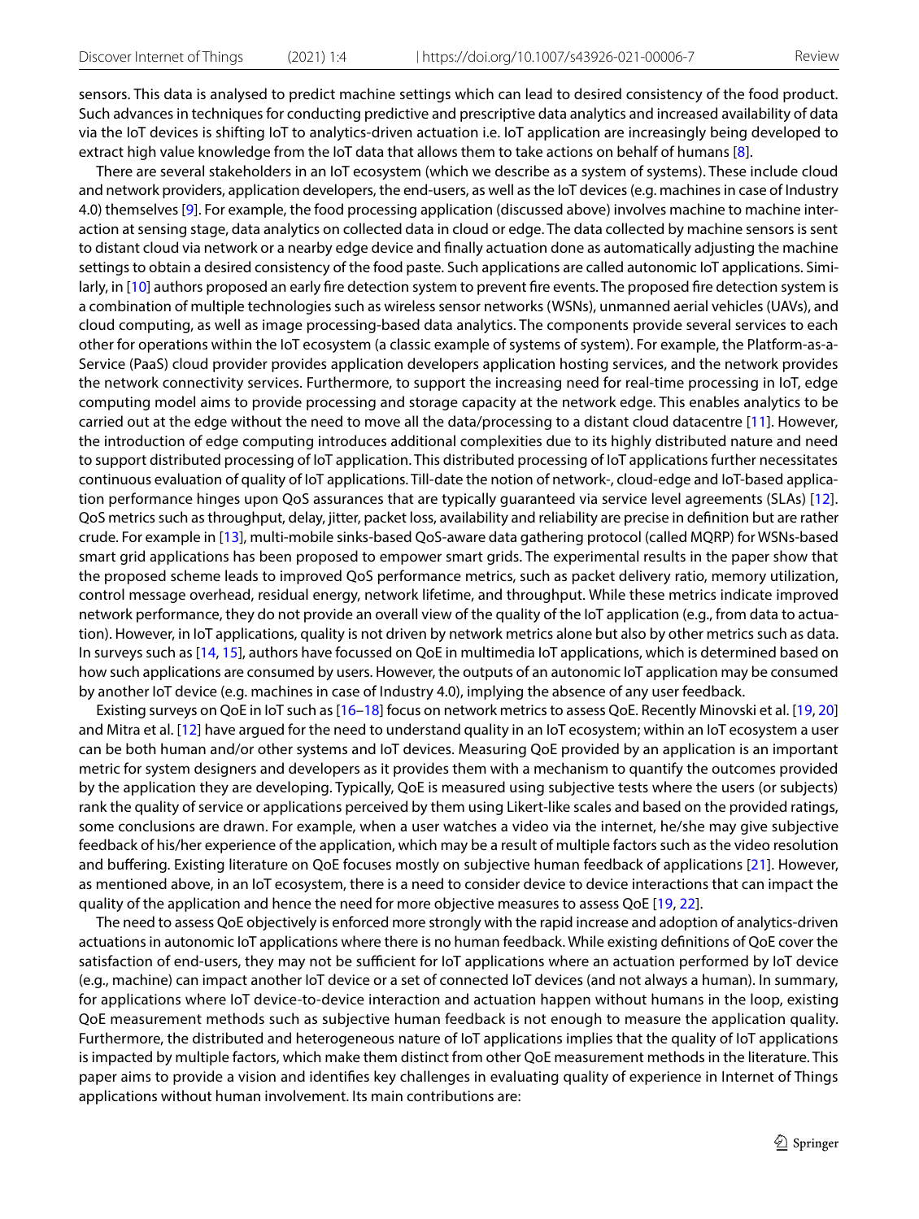sensors. This data is analysed to predict machine settings which can lead to desired consistency of the food product. Such advances in techniques for conducting predictive and prescriptive data analytics and increased availability of data via the IoT devices is shifting IoT to analytics-driven actuation i.e. IoT application are increasingly being developed to extract high value knowledge from the IoT data that allows them to take actions on behalf of humans [8].

There are several stakeholders in an IoT ecosystem (which we describe as a system of systems). These include cloud and network providers, application developers, the end-users, as well as the IoT devices (e.g. machines in case of Industry 4.0) themselves [9]. For example, the food processing application (discussed above) involves machine to machine interaction at sensing stage, data analytics on collected data in cloud or edge. The data collected by machine sensors is sent to distant cloud via network or a nearby edge device and finally actuation done as automatically adjusting the machine settings to obtain a desired consistency of the food paste. Such applications are called autonomic IoT applications. Similarly, in [10] authors proposed an early fire detection system to prevent fire events. The proposed fire detection system is a combination of multiple technologies such as wireless sensor networks (WSNs), unmanned aerial vehicles (UAVs), and cloud computing, as well as image processing-based data analytics. The components provide several services to each other for operations within the IoT ecosystem (a classic example of systems of system). For example, the Platform-as-a-Service (PaaS) cloud provider provides application developers application hosting services, and the network provides the network connectivity services. Furthermore, to support the increasing need for real-time processing in IoT, edge computing model aims to provide processing and storage capacity at the network edge. This enables analytics to be carried out at the edge without the need to move all the data/processing to a distant cloud datacentre [11]. However, the introduction of edge computing introduces additional complexities due to its highly distributed nature and need to support distributed processing of IoT application. This distributed processing of IoT applications further necessitates continuous evaluation of quality of IoT applications. Till-date the notion of network-, cloud-edge and IoT-based application performance hinges upon QoS assurances that are typically guaranteed via service level agreements (SLAs) [12]. QoS metrics such as throughput, delay, jitter, packet loss, availability and reliability are precise in definition but are rather crude. For example in [13], multi-mobile sinks-based QoS-aware data gathering protocol (called MQRP) for WSNs-based smart grid applications has been proposed to empower smart grids. The experimental results in the paper show that the proposed scheme leads to improved QoS performance metrics, such as packet delivery ratio, memory utilization, control message overhead, residual energy, network lifetime, and throughput. While these metrics indicate improved network performance, they do not provide an overall view of the quality of the IoT application (e.g., from data to actuation). However, in IoT applications, quality is not driven by network metrics alone but also by other metrics such as data. In surveys such as [14, 15], authors have focussed on QoE in multimedia IoT applications, which is determined based on how such applications are consumed by users. However, the outputs of an autonomic IoT application may be consumed by another IoT device (e.g. machines in case of Industry 4.0), implying the absence of any user feedback.

Existing surveys on QoE in IoT such as [16–18] focus on network metrics to assess QoE. Recently Minovski et al. [19, 20] and Mitra et al. [12] have argued for the need to understand quality in an IoT ecosystem; within an IoT ecosystem a user can be both human and/or other systems and IoT devices. Measuring QoE provided by an application is an important metric for system designers and developers as it provides them with a mechanism to quantify the outcomes provided by the application they are developing. Typically, QoE is measured using subjective tests where the users (or subjects) rank the quality of service or applications perceived by them using Likert-like scales and based on the provided ratings, some conclusions are drawn. For example, when a user watches a video via the internet, he/she may give subjective feedback of his/her experience of the application, which may be a result of multiple factors such as the video resolution and buffering. Existing literature on QoE focuses mostly on subjective human feedback of applications [21]. However, as mentioned above, in an IoT ecosystem, there is a need to consider device to device interactions that can impact the quality of the application and hence the need for more objective measures to assess QoE [19, 22].

The need to assess QoE objectively is enforced more strongly with the rapid increase and adoption of analytics-driven actuations in autonomic IoT applications where there is no human feedback. While existing definitions of QoE cover the satisfaction of end-users, they may not be sufficient for IoT applications where an actuation performed by IoT device (e.g., machine) can impact another IoT device or a set of connected IoT devices (and not always a human). In summary, for applications where IoT device-to-device interaction and actuation happen without humans in the loop, existing QoE measurement methods such as subjective human feedback is not enough to measure the application quality. Furthermore, the distributed and heterogeneous nature of IoT applications implies that the quality of IoT applications is impacted by multiple factors, which make them distinct from other QoE measurement methods in the literature. This paper aims to provide a vision and identifies key challenges in evaluating quality of experience in Internet of Things applications without human involvement. Its main contributions are: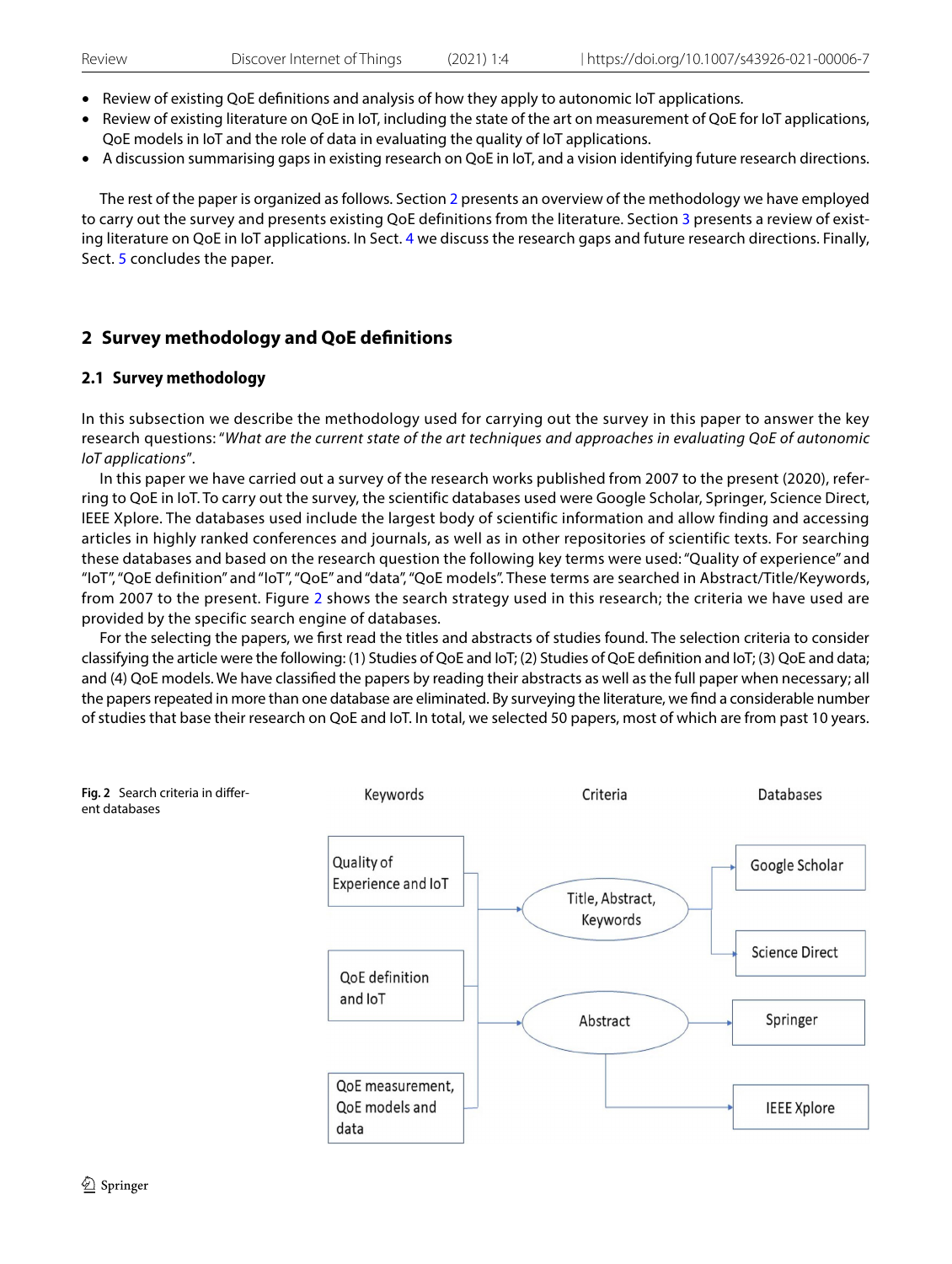- Review of existing QoE definitions and analysis of how they apply to autonomic IoT applications.
- Review of existing literature on QoE in IoT, including the state of the art on measurement of QoE for IoT applications, QoE models in IoT and the role of data in evaluating the quality of IoT applications.
- A discussion summarising gaps in existing research on QoE in IoT, and a vision identifying future research directions.

The rest of the paper is organized as follows. Section 2 presents an overview of the methodology we have employed to carry out the survey and presents existing QoE definitions from the literature. Section 3 presents a review of existing literature on QoE in IoT applications. In Sect. 4 we discuss the research gaps and future research directions. Finally, Sect. 5 concludes the paper.

## 2 Survey methodology and QoE definitions

### 2.1 Survey methodology

In this subsection we describe the methodology used for carrying out the survey in this paper to answer the key research questions: "*What are the current state of the art techniques and approaches in evaluating QoE of autonomic IoT applications*".

In this paper we have carried out a survey of the research works published from 2007 to the present (2020), referring to QoE in IoT. To carry out the survey, the scientific databases used were Google Scholar, Springer, Science Direct, IEEE Xplore. The databases used include the largest body of scientific information and allow finding and accessing articles in highly ranked conferences and journals, as well as in other repositories of scientific texts. For searching these databases and based on the research question the following key terms were used: "Quality of experience" and "IoT", "QoE definition" and "IoT", "QoE" and "data", "QoE models". These terms are searched in Abstract/Title/Keywords, from 2007 to the present. Figure 2 shows the search strategy used in this research; the criteria we have used are provided by the specific search engine of databases.

For the selecting the papers, we first read the titles and abstracts of studies found. The selection criteria to consider classifying the article were the following: (1) Studies of QoE and IoT; (2) Studies of QoE definition and IoT; (3) QoE and data; and (4) QoE models. We have classified the papers by reading their abstracts as well as the full paper when necessary; all the papers repeated in more than one database are eliminated. By surveying the literature, we find a considerable number of studies that base their research on QoE and IoT. In total, we selected 50 papers, most of which are from past 10 years.

**Fig. 2** Search criteria in different databases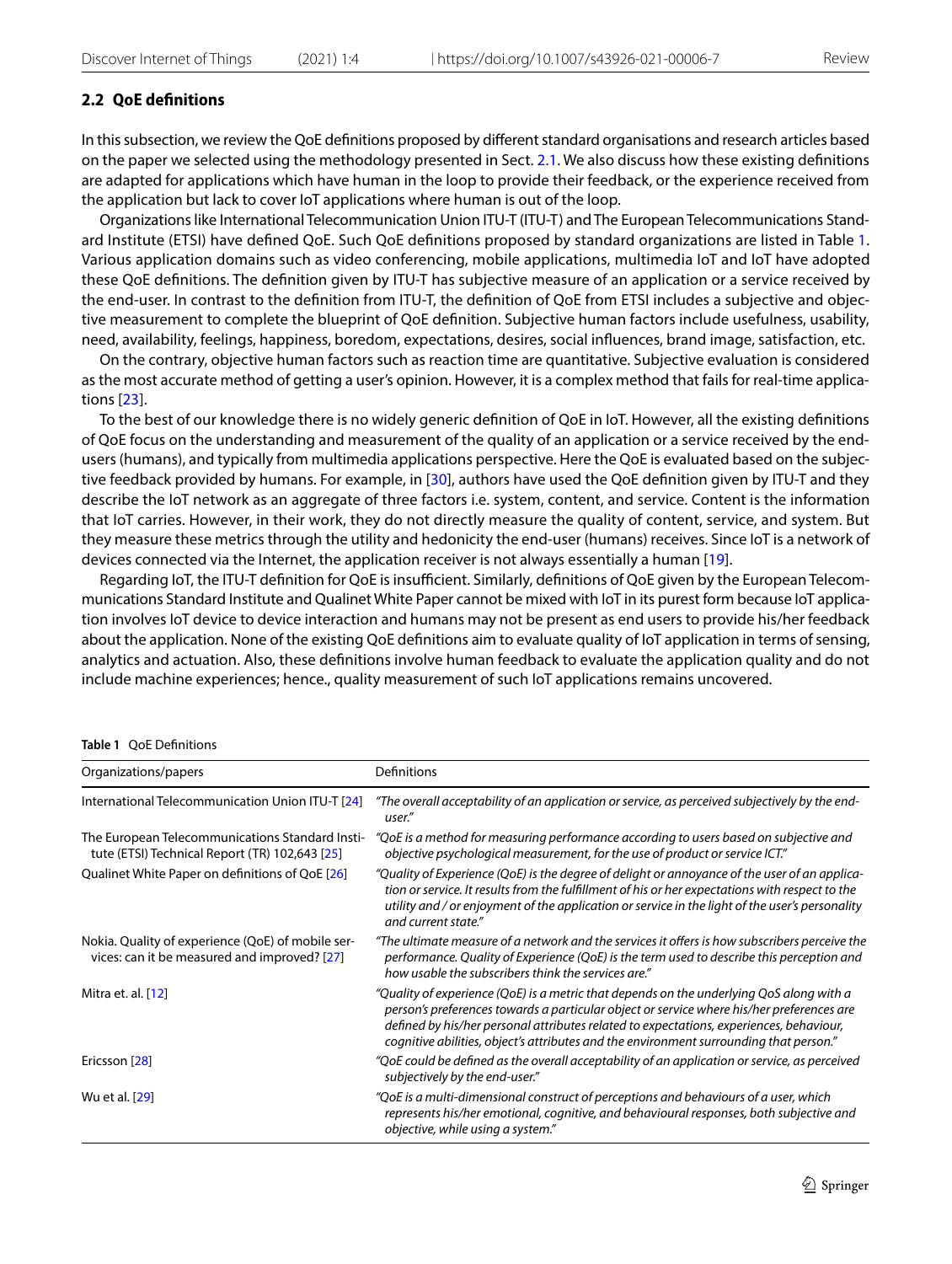### 2.2 QoE definitions

In this subsection, we review the QoE definitions proposed by different standard organisations and research articles based on the paper we selected using the methodology presented in Sect. 2.1. We also discuss how these existing definitions are adapted for applications which have human in the loop to provide their feedback, or the experience received from the application but lack to cover IoT applications where human is out of the loop.

Organizations like International Telecommunication Union ITU-T (ITU-T) and The European Telecommunications Standard Institute (ETSI) have defined QoE. Such QoE definitions proposed by standard organizations are listed in Table 1. Various application domains such as video conferencing, mobile applications, multimedia IoT and IoT have adopted these QoE definitions. The definition given by ITU-T has subjective measure of an application or a service received by the end-user. In contrast to the definition from ITU-T, the definition of QoE from ETSI includes a subjective and objective measurement to complete the blueprint of QoE definition. Subjective human factors include usefulness, usability, need, availability, feelings, happiness, boredom, expectations, desires, social influences, brand image, satisfaction, etc.

On the contrary, objective human factors such as reaction time are quantitative. Subjective evaluation is considered as the most accurate method of getting a user's opinion. However, it is a complex method that fails for real-time applications [23].

To the best of our knowledge there is no widely generic definition of QoE in IoT. However, all the existing definitions of QoE focus on the understanding and measurement of the quality of an application or a service received by the end-users (humans), and typically from multimedia applications perspective. Here the QoE is evaluated based on the subjective feedback provided by humans. For example, in [30], authors have used the QoE definition given by ITU-T and they describe the IoT network as an aggregate of three factors i.e. system, content, and service. Content is the information that IoT carries. However, in their work, they do not directly measure the quality of content, service, and system. But they measure these metrics through the utility and hedonicity the end-user (humans) receives. Since IoT is a network of devices connected via the Internet, the application receiver is not always essentially a human [19].

Regarding IoT, the ITU-T definition for QoE is insufficient. Similarly, definitions of QoE given by the European Telecommunications Standard Institute and Qualinet White Paper cannot be mixed with IoT in its purest form because IoT application involves IoT device to device interaction and humans may not be present as end users to provide his/her feedback about the application. None of the existing QoE definitions aim to evaluate quality of IoT application in terms of sensing, analytics and actuation. Also, these definitions involve human feedback to evaluate the application quality and do not include machine experiences; hence., quality measurement of such IoT applications remains uncovered.

**Table 1** QoE Definitions

| Organizations/papers | Definitions |
|---|---|
| International Telecommunication Union ITU-T [24] | *"The overall acceptability of an application or service, as perceived subjectively by the end-user."* |
| The European Telecommunications Standard Institute (ETSI) Technical Report (TR) 102,643 [25] | *"QoE is a method for measuring performance according to users based on subjective and objective psychological measurement, for the use of product or service ICT."* |
| Qualinet White Paper on definitions of QoE [26] | *"Quality of Experience (QoE) is the degree of delight or annoyance of the user of an application or service. It results from the fulfillment of his or her expectations with respect to the utility and / or enjoyment of the application or service in the light of the user's personality and current state."* |
| Nokia. Quality of experience (QoE) of mobile services: can it be measured and improved? [27] | *"The ultimate measure of a network and the services it offers is how subscribers perceive the performance. Quality of Experience (QoE) is the term used to describe this perception and how usable the subscribers think the services are."* |
| Mitra et. al. [12] | *"Quality of experience (QoE) is a metric that depends on the underlying QoS along with a person's preferences towards a particular object or service where his/her preferences are defined by his/her personal attributes related to expectations, experiences, behaviour, cognitive abilities, object's attributes and the environment surrounding that person."* |
| Ericsson [28] | *"QoE could be defined as the overall acceptability of an application or service, as perceived subjectively by the end-user."* |
| Wu et al. [29] | *"QoE is a multi-dimensional construct of perceptions and behaviours of a user, which represents his/her emotional, cognitive, and behavioural responses, both subjective and objective, while using a system."* |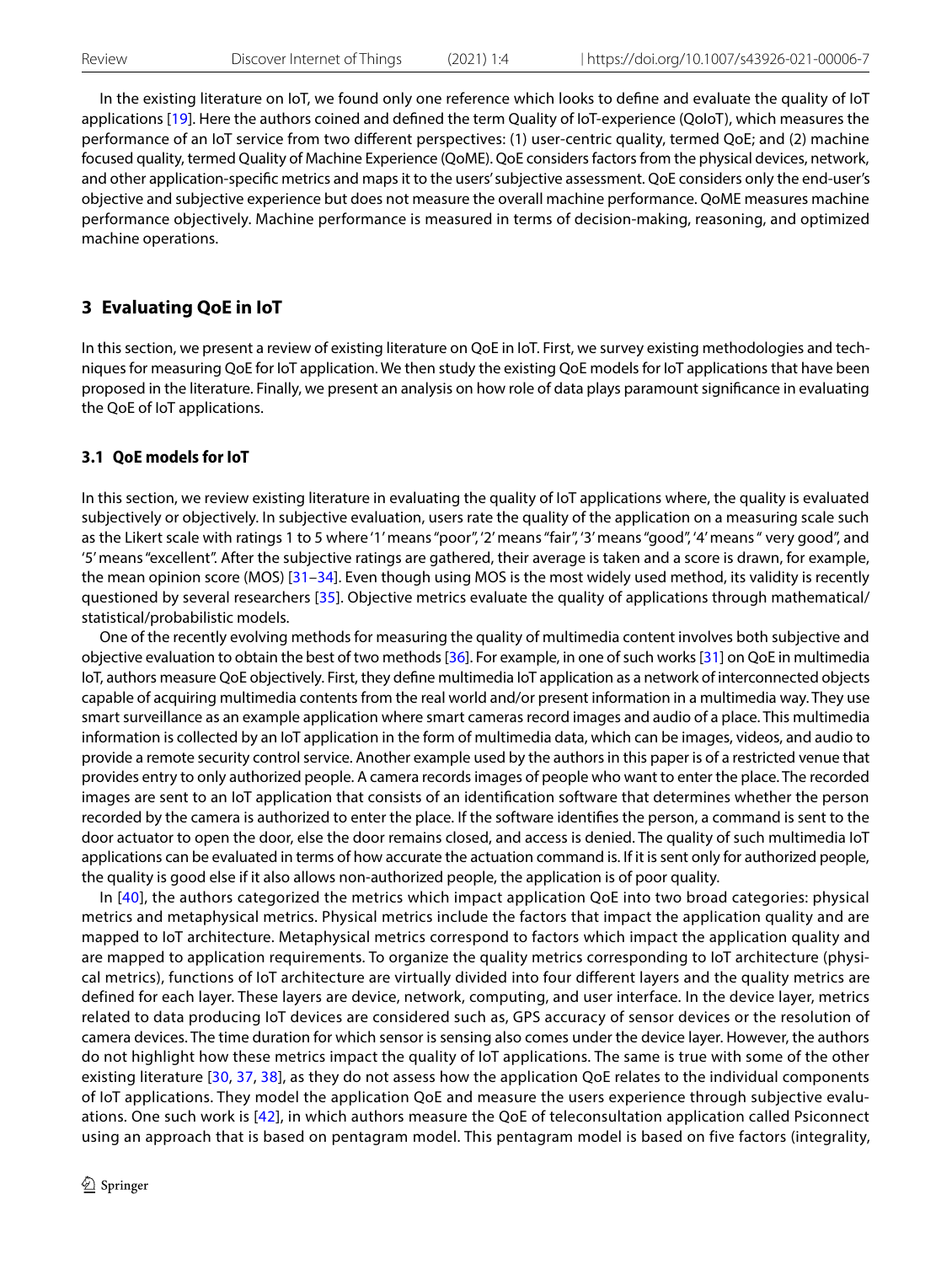In the existing literature on IoT, we found only one reference which looks to define and evaluate the quality of IoT applications [19]. Here the authors coined and defined the term Quality of IoT-experience (QoIoT), which measures the performance of an IoT service from two different perspectives: (1) user-centric quality, termed QoE; and (2) machine focused quality, termed Quality of Machine Experience (QoME). QoE considers factors from the physical devices, network, and other application-specific metrics and maps it to the users' subjective assessment. QoE considers only the end-user's objective and subjective experience but does not measure the overall machine performance. QoME measures machine performance objectively. Machine performance is measured in terms of decision-making, reasoning, and optimized machine operations.

## 3 Evaluating QoE in IoT

In this section, we present a review of existing literature on QoE in IoT. First, we survey existing methodologies and techniques for measuring QoE for IoT application. We then study the existing QoE models for IoT applications that have been proposed in the literature. Finally, we present an analysis on how role of data plays paramount significance in evaluating the QoE of IoT applications.

### 3.1 QoE models for IoT

In this section, we review existing literature in evaluating the quality of IoT applications where, the quality is evaluated subjectively or objectively. In subjective evaluation, users rate the quality of the application on a measuring scale such as the Likert scale with ratings 1 to 5 where '1' means "poor", '2' means "fair", '3' means "good", '4' means " very good", and '5' means "excellent". After the subjective ratings are gathered, their average is taken and a score is drawn, for example, the mean opinion score (MOS) [31–34]. Even though using MOS is the most widely used method, its validity is recently questioned by several researchers [35]. Objective metrics evaluate the quality of applications through mathematical/statistical/probabilistic models.

One of the recently evolving methods for measuring the quality of multimedia content involves both subjective and objective evaluation to obtain the best of two methods [36]. For example, in one of such works [31] on QoE in multimedia IoT, authors measure QoE objectively. First, they define multimedia IoT application as a network of interconnected objects capable of acquiring multimedia contents from the real world and/or present information in a multimedia way. They use smart surveillance as an example application where smart cameras record images and audio of a place. This multimedia information is collected by an IoT application in the form of multimedia data, which can be images, videos, and audio to provide a remote security control service. Another example used by the authors in this paper is of a restricted venue that provides entry to only authorized people. A camera records images of people who want to enter the place. The recorded images are sent to an IoT application that consists of an identification software that determines whether the person recorded by the camera is authorized to enter the place. If the software identifies the person, a command is sent to the door actuator to open the door, else the door remains closed, and access is denied. The quality of such multimedia IoT applications can be evaluated in terms of how accurate the actuation command is. If it is sent only for authorized people, the quality is good else if it also allows non-authorized people, the application is of poor quality.

In [40], the authors categorized the metrics which impact application QoE into two broad categories: physical metrics and metaphysical metrics. Physical metrics include the factors that impact the application quality and are mapped to IoT architecture. Metaphysical metrics correspond to factors which impact the application quality and are mapped to application requirements. To organize the quality metrics corresponding to IoT architecture (physical metrics), functions of IoT architecture are virtually divided into four different layers and the quality metrics are defined for each layer. These layers are device, network, computing, and user interface. In the device layer, metrics related to data producing IoT devices are considered such as, GPS accuracy of sensor devices or the resolution of camera devices. The time duration for which sensor is sensing also comes under the device layer. However, the authors do not highlight how these metrics impact the quality of IoT applications. The same is true with some of the other existing literature [30, 37, 38], as they do not assess how the application QoE relates to the individual components of IoT applications. They model the application QoE and measure the users experience through subjective evaluations. One such work is [42], in which authors measure the QoE of teleconsultation application called Psiconnect using an approach that is based on pentagram model. This pentagram model is based on five factors (integrality,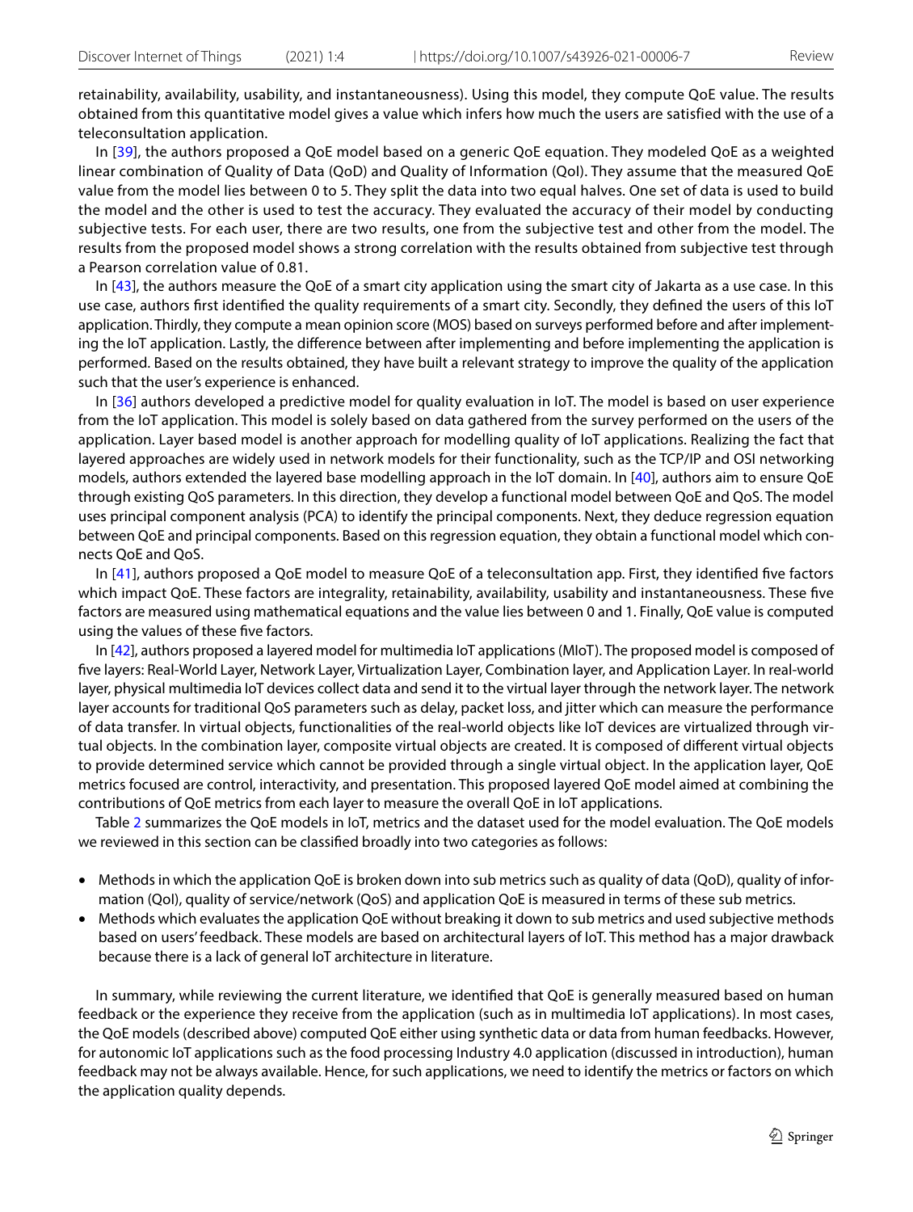retainability, availability, usability, and instantaneousness). Using this model, they compute QoE value. The results obtained from this quantitative model gives a value which infers how much the users are satisfied with the use of a teleconsultation application.

In [39], the authors proposed a QoE model based on a generic QoE equation. They modeled QoE as a weighted linear combination of Quality of Data (QoD) and Quality of Information (QoI). They assume that the measured QoE value from the model lies between 0 to 5. They split the data into two equal halves. One set of data is used to build the model and the other is used to test the accuracy. They evaluated the accuracy of their model by conducting subjective tests. For each user, there are two results, one from the subjective test and other from the model. The results from the proposed model shows a strong correlation with the results obtained from subjective test through a Pearson correlation value of 0.81.

In [43], the authors measure the QoE of a smart city application using the smart city of Jakarta as a use case. In this use case, authors first identified the quality requirements of a smart city. Secondly, they defined the users of this IoT application. Thirdly, they compute a mean opinion score (MOS) based on surveys performed before and after implementing the IoT application. Lastly, the difference between after implementing and before implementing the application is performed. Based on the results obtained, they have built a relevant strategy to improve the quality of the application such that the user's experience is enhanced.

In [36] authors developed a predictive model for quality evaluation in IoT. The model is based on user experience from the IoT application. This model is solely based on data gathered from the survey performed on the users of the application. Layer based model is another approach for modelling quality of IoT applications. Realizing the fact that layered approaches are widely used in network models for their functionality, such as the TCP/IP and OSI networking models, authors extended the layered base modelling approach in the IoT domain. In [40], authors aim to ensure QoE through existing QoS parameters. In this direction, they develop a functional model between QoE and QoS. The model uses principal component analysis (PCA) to identify the principal components. Next, they deduce regression equation between QoE and principal components. Based on this regression equation, they obtain a functional model which connects QoE and QoS.

In [41], authors proposed a QoE model to measure QoE of a teleconsultation app. First, they identified five factors which impact QoE. These factors are integrality, retainability, availability, usability and instantaneousness. These five factors are measured using mathematical equations and the value lies between 0 and 1. Finally, QoE value is computed using the values of these five factors.

In [42], authors proposed a layered model for multimedia IoT applications (MIoT). The proposed model is composed of five layers: Real-World Layer, Network Layer, Virtualization Layer, Combination layer, and Application Layer. In real-world layer, physical multimedia IoT devices collect data and send it to the virtual layer through the network layer. The network layer accounts for traditional QoS parameters such as delay, packet loss, and jitter which can measure the performance of data transfer. In virtual objects, functionalities of the real-world objects like IoT devices are virtualized through virtual objects. In the combination layer, composite virtual objects are created. It is composed of different virtual objects to provide determined service which cannot be provided through a single virtual object. In the application layer, QoE metrics focused are control, interactivity, and presentation. This proposed layered QoE model aimed at combining the contributions of QoE metrics from each layer to measure the overall QoE in IoT applications.

Table 2 summarizes the QoE models in IoT, metrics and the dataset used for the model evaluation. The QoE models we reviewed in this section can be classified broadly into two categories as follows:

- Methods in which the application QoE is broken down into sub metrics such as quality of data (QoD), quality of information (QoI), quality of service/network (QoS) and application QoE is measured in terms of these sub metrics.
- Methods which evaluates the application QoE without breaking it down to sub metrics and used subjective methods based on users' feedback. These models are based on architectural layers of IoT. This method has a major drawback because there is a lack of general IoT architecture in literature.

In summary, while reviewing the current literature, we identified that QoE is generally measured based on human feedback or the experience they receive from the application (such as in multimedia IoT applications). In most cases, the QoE models (described above) computed QoE either using synthetic data or data from human feedbacks. However, for autonomic IoT applications such as the food processing Industry 4.0 application (discussed in introduction), human feedback may not be always available. Hence, for such applications, we need to identify the metrics or factors on which the application quality depends.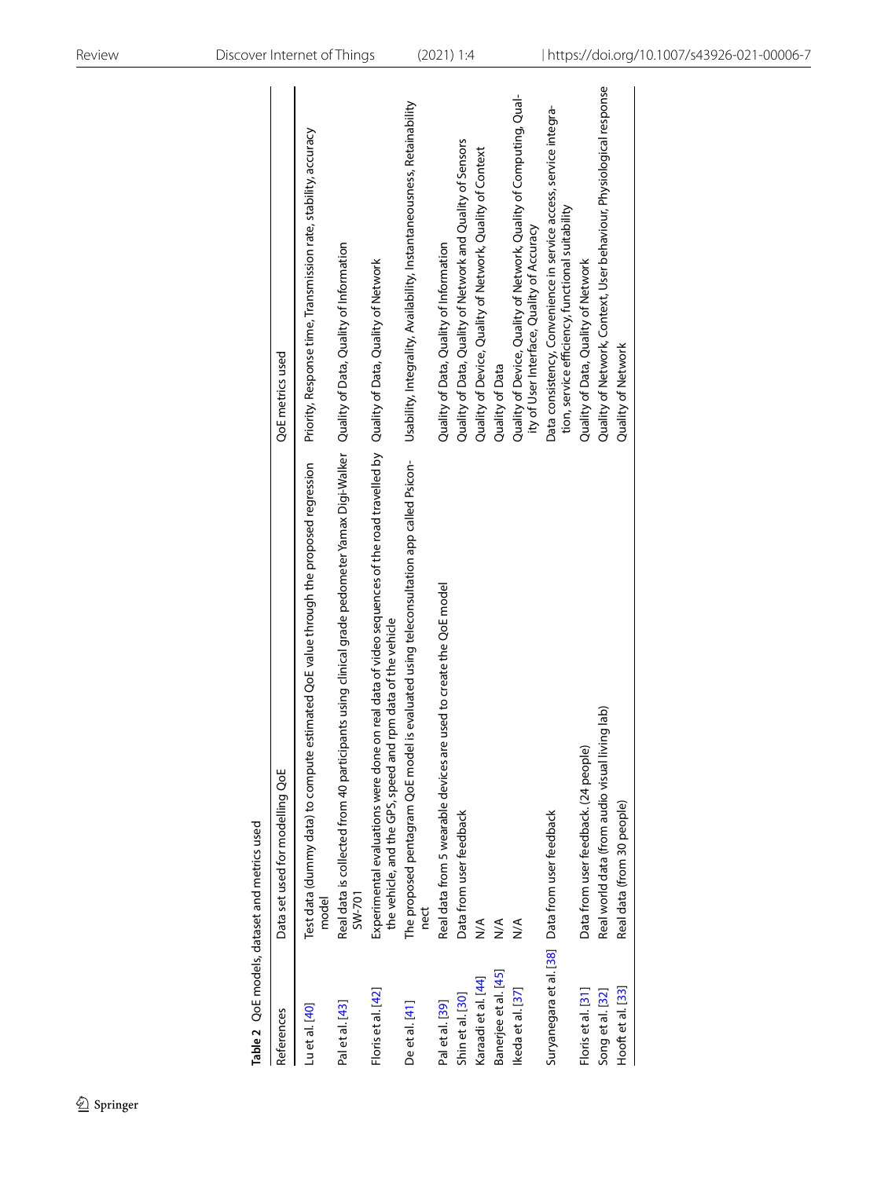**Table 2** QoE models, dataset and metrics used

| References | Data set used for modelling QoE | QoE metrics used |
|---|---|---|
| Lu et al. [40] | Test data (dummy data) to compute estimated QoE value through the proposed regression model | Priority, Response time, Transmission rate, stability, accuracy |
| Pal et al. [43] | Real data is collected from 40 participants using clinical grade pedometer Yamax Digi-Walker SW-701 | Quality of Data, Quality of Information |
| Floris et al. [42] | Experimental evaluations were done on real data of video sequences of the road travelled by the vehicle, and the GPS, speed and rpm data of the vehicle | Quality of Data, Quality of Network |
| De et al. [41] | The proposed pentagram QoE model is evaluated using teleconsultation app called Psiconnect | Usability, Integrality, Availability, Instantaneousness, Retainability |
| Pal et al. [39] | Real data from 5 wearable devices are used to create the QoE model | Quality of Data, Quality of Information |
| Shin et al. [30] | Data from user feedback | Quality of Data, Quality of Network and Quality of Sensors |
| Karaadi et al. [44] | N/A | Quality of Device, Quality of Network, Quality of Context |
| Banerjee et al. [45] | N/A | Quality of Data |
| Ikeda et al. [37] | N/A | Quality of Device, Quality of Network, Quality of Computing, Quality of User Interface, Quality of Accuracy |
| Suryanegara et al. [38] | Data from user feedback | Data consistency, Convenience in service access, service integration, service efficiency, functional suitability |
| Floris et al. [31] | Data from user feedback. (24 people) | Quality of Data, Quality of Network |
| Song et al. [32] | Real world data (from audio visual living lab) | Quality of Network, Context, User behaviour, Physiological response |
| Hooft et al. [33] | Real data (from 30 people) | Quality of Network |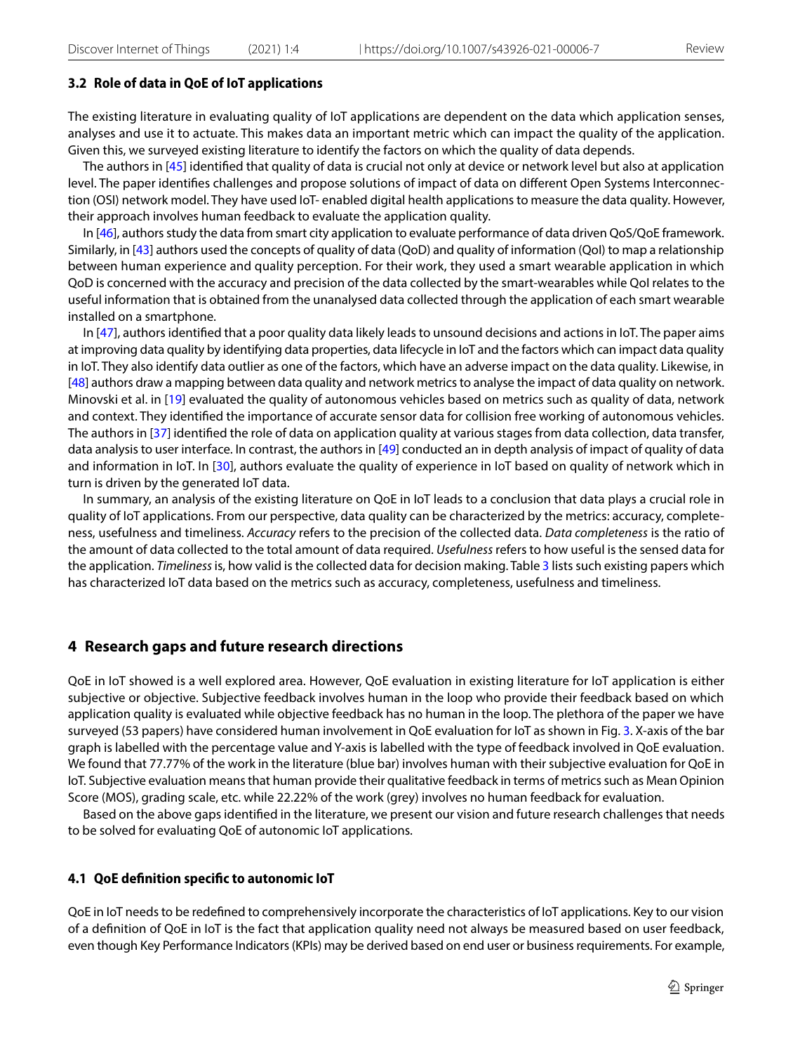### 3.2 Role of data in QoE of IoT applications

The existing literature in evaluating quality of IoT applications are dependent on the data which application senses, analyses and use it to actuate. This makes data an important metric which can impact the quality of the application. Given this, we surveyed existing literature to identify the factors on which the quality of data depends.

The authors in [45] identified that quality of data is crucial not only at device or network level but also at application level. The paper identifies challenges and propose solutions of impact of data on different Open Systems Interconnection (OSI) network model. They have used IoT- enabled digital health applications to measure the data quality. However, their approach involves human feedback to evaluate the application quality.

In [46], authors study the data from smart city application to evaluate performance of data driven QoS/QoE framework. Similarly, in [43] authors used the concepts of quality of data (QoD) and quality of information (QoI) to map a relationship between human experience and quality perception. For their work, they used a smart wearable application in which QoD is concerned with the accuracy and precision of the data collected by the smart-wearables while QoI relates to the useful information that is obtained from the unanalysed data collected through the application of each smart wearable installed on a smartphone.

In [47], authors identified that a poor quality data likely leads to unsound decisions and actions in IoT. The paper aims at improving data quality by identifying data properties, data lifecycle in IoT and the factors which can impact data quality in IoT. They also identify data outlier as one of the factors, which have an adverse impact on the data quality. Likewise, in [48] authors draw a mapping between data quality and network metrics to analyse the impact of data quality on network. Minovski et al. in [19] evaluated the quality of autonomous vehicles based on metrics such as quality of data, network and context. They identified the importance of accurate sensor data for collision free working of autonomous vehicles. The authors in [37] identified the role of data on application quality at various stages from data collection, data transfer, data analysis to user interface. In contrast, the authors in [49] conducted an in depth analysis of impact of quality of data and information in IoT. In [30], authors evaluate the quality of experience in IoT based on quality of network which in turn is driven by the generated IoT data.

In summary, an analysis of the existing literature on QoE in IoT leads to a conclusion that data plays a crucial role in quality of IoT applications. From our perspective, data quality can be characterized by the metrics: accuracy, completeness, usefulness and timeliness. *Accuracy* refers to the precision of the collected data. *Data completeness* is the ratio of the amount of data collected to the total amount of data required. *Usefulness* refers to how useful is the sensed data for the application. *Timeliness* is, how valid is the collected data for decision making. Table 3 lists such existing papers which has characterized IoT data based on the metrics such as accuracy, completeness, usefulness and timeliness.

## 4 Research gaps and future research directions

QoE in IoT showed is a well explored area. However, QoE evaluation in existing literature for IoT application is either subjective or objective. Subjective feedback involves human in the loop who provide their feedback based on which application quality is evaluated while objective feedback has no human in the loop. The plethora of the paper we have surveyed (53 papers) have considered human involvement in QoE evaluation for IoT as shown in Fig. 3. X-axis of the bar graph is labelled with the percentage value and Y-axis is labelled with the type of feedback involved in QoE evaluation. We found that 77.77% of the work in the literature (blue bar) involves human with their subjective evaluation for QoE in IoT. Subjective evaluation means that human provide their qualitative feedback in terms of metrics such as Mean Opinion Score (MOS), grading scale, etc. while 22.22% of the work (grey) involves no human feedback for evaluation.

Based on the above gaps identified in the literature, we present our vision and future research challenges that needs to be solved for evaluating QoE of autonomic IoT applications.

### 4.1 QoE definition specific to autonomic IoT

QoE in IoT needs to be redefined to comprehensively incorporate the characteristics of IoT applications. Key to our vision of a definition of QoE in IoT is the fact that application quality need not always be measured based on user feedback, even though Key Performance Indicators (KPIs) may be derived based on end user or business requirements. For example,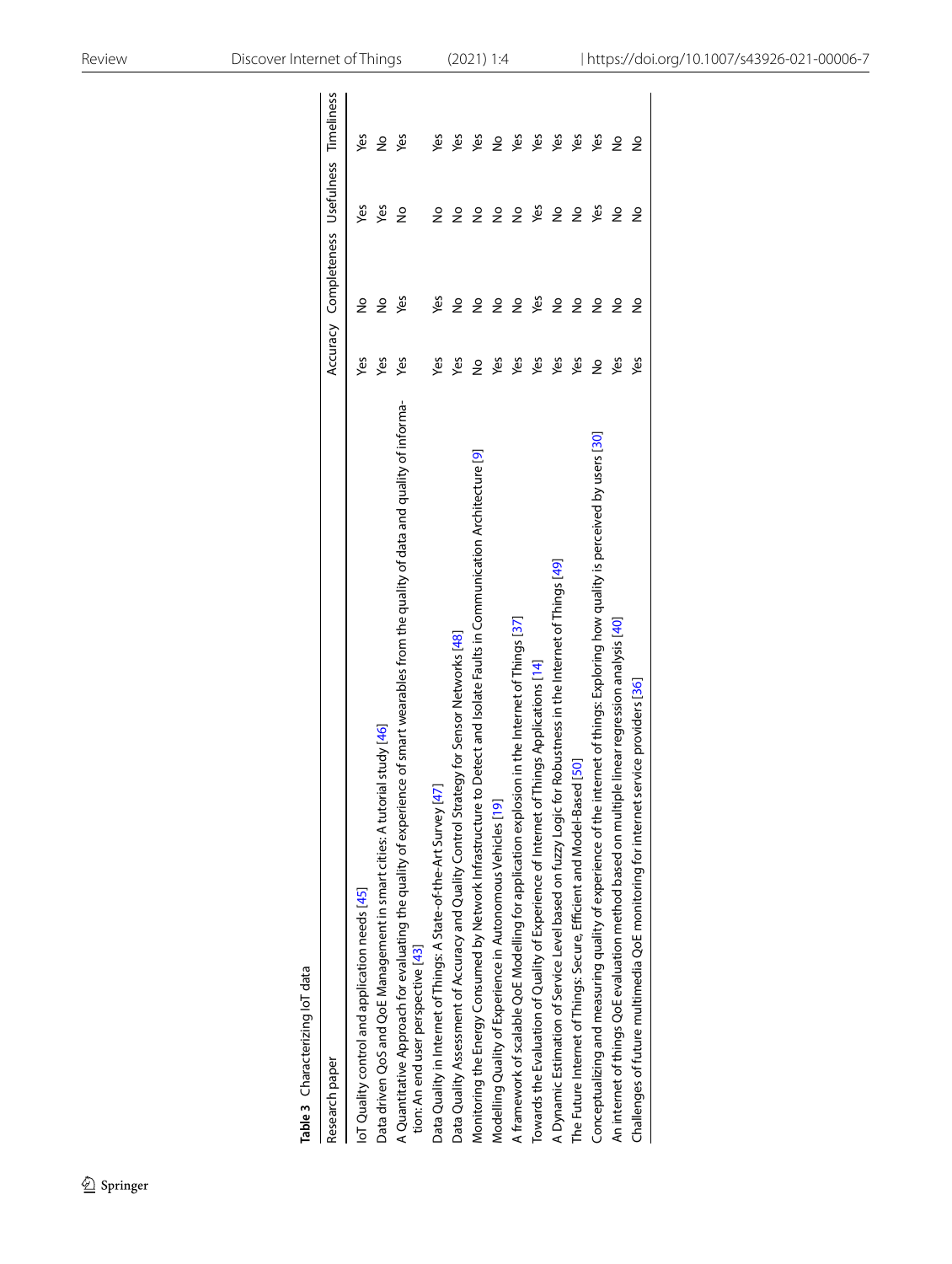**Table 3** Characterizing IoT data

| Research paper | Accuracy | Completeness | Usefulness | Timeliness |
|---|---|---|---|---|
| IoT Quality control and application needs [45] | Yes | No | Yes | Yes |
| Data driven QoS and QoE Management in smart cities: A tutorial study [46] | Yes | No | Yes | No |
| A Quantitative Approach for evaluating the quality of experience of smart wearables from the quality of data and quality of information: An end user perspective [43] | Yes | Yes | No | Yes |
| Data Quality in Internet of Things: A State-of-the-Art Survey [47] | Yes | Yes | No | Yes |
| Data Quality Assessment of Accuracy and Quality Control Strategy for Sensor Networks [48] | Yes | No | No | Yes |
| Monitoring the Energy Consumed by Network Infrastructure to Detect and Isolate Faults in Communication Architecture [9] | No | No | No | Yes |
| Modelling Quality of Experience in Autonomous Vehicles [19] | Yes | No | No | No |
| A framework of scalable QoE Modelling for application explosion in the Internet of Things [37] | Yes | No | No | Yes |
| Towards the Evaluation of Quality of Experience of Internet of Things Applications [14] | Yes | Yes | Yes | Yes |
| A Dynamic Estimation of Service Level based on fuzzy Logic for Robustness in the Internet of Things [49] | Yes | No | No | Yes |
| The Future Internet of Things: Secure, Efficient and Model-Based [50] | Yes | No | No | Yes |
| Conceptualizing and measuring quality of experience of the internet of things: Exploring how quality is perceived by users [30] | No | No | Yes | Yes |
| An internet of things QoE evaluation method based on multiple linear regression analysis [40] | Yes | No | No | No |
| Challenges of future multimedia QoE monitoring for internet service providers [36] | Yes | No | No | No |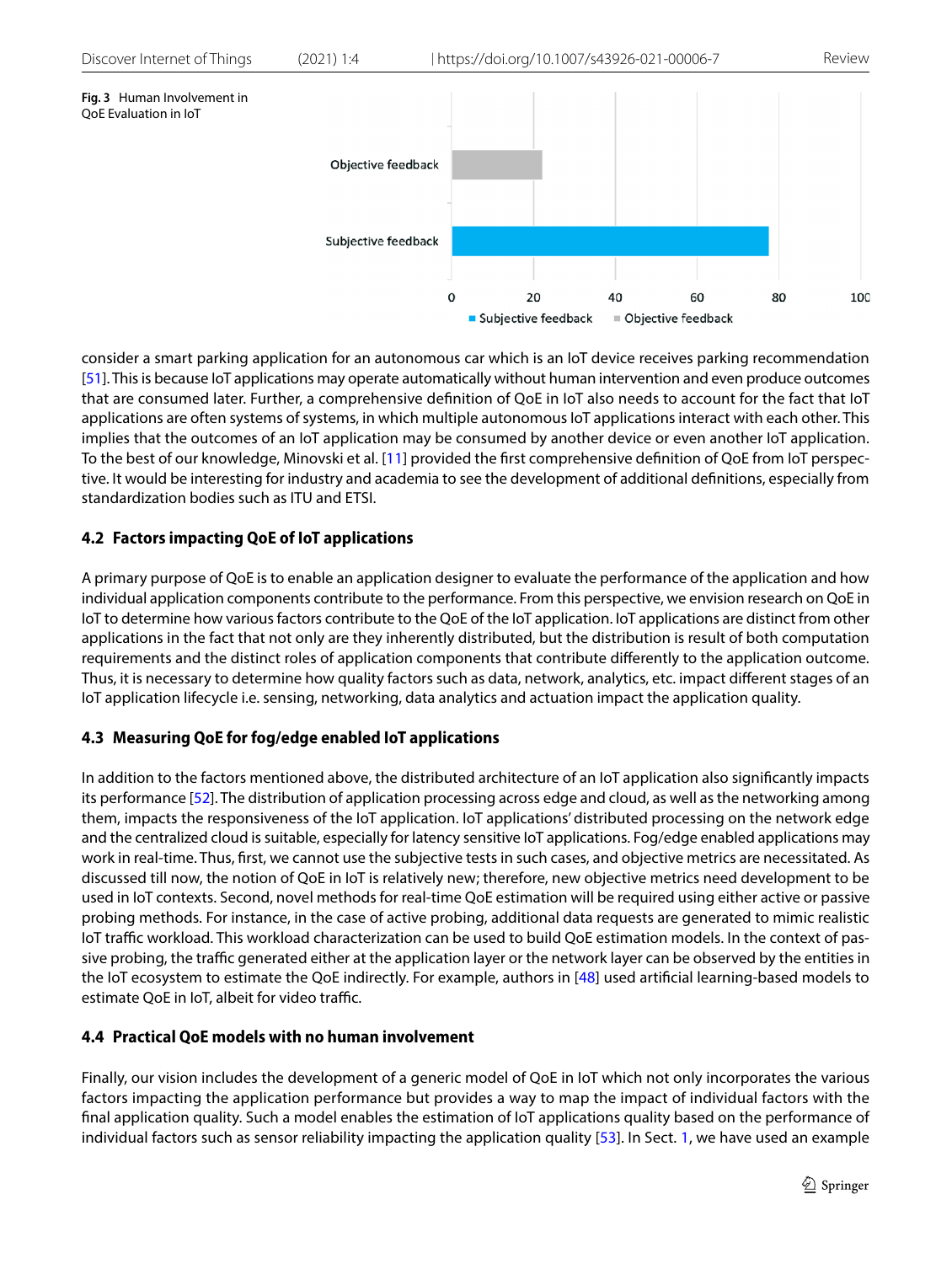Fig. 3 Human Involvement in QoE Evaluation in IoT

consider a smart parking application for an autonomous car which is an IoT device receives parking recommendation [51]. This is because IoT applications may operate automatically without human intervention and even produce outcomes that are consumed later. Further, a comprehensive definition of QoE in IoT also needs to account for the fact that IoT applications are often systems of systems, in which multiple autonomous IoT applications interact with each other. This implies that the outcomes of an IoT application may be consumed by another device or even another IoT application. To the best of our knowledge, Minovski et al. [11] provided the first comprehensive definition of QoE from IoT perspective. It would be interesting for industry and academia to see the development of additional definitions, especially from standardization bodies such as ITU and ETSI.

### 4.2 Factors impacting QoE of IoT applications

A primary purpose of QoE is to enable an application designer to evaluate the performance of the application and how individual application components contribute to the performance. From this perspective, we envision research on QoE in IoT to determine how various factors contribute to the QoE of the IoT application. IoT applications are distinct from other applications in the fact that not only are they inherently distributed, but the distribution is result of both computation requirements and the distinct roles of application components that contribute differently to the application outcome. Thus, it is necessary to determine how quality factors such as data, network, analytics, etc. impact different stages of an IoT application lifecycle i.e. sensing, networking, data analytics and actuation impact the application quality.

### 4.3 Measuring QoE for fog/edge enabled IoT applications

In addition to the factors mentioned above, the distributed architecture of an IoT application also significantly impacts its performance [52]. The distribution of application processing across edge and cloud, as well as the networking among them, impacts the responsiveness of the IoT application. IoT applications' distributed processing on the network edge and the centralized cloud is suitable, especially for latency sensitive IoT applications. Fog/edge enabled applications may work in real-time. Thus, first, we cannot use the subjective tests in such cases, and objective metrics are necessitated. As discussed till now, the notion of QoE in IoT is relatively new; therefore, new objective metrics need development to be used in IoT contexts. Second, novel methods for real-time QoE estimation will be required using either active or passive probing methods. For instance, in the case of active probing, additional data requests are generated to mimic realistic IoT traffic workload. This workload characterization can be used to build QoE estimation models. In the context of passive probing, the traffic generated either at the application layer or the network layer can be observed by the entities in the IoT ecosystem to estimate the QoE indirectly. For example, authors in [48] used artificial learning-based models to estimate QoE in IoT, albeit for video traffic.

### 4.4 Practical QoE models with no human involvement

Finally, our vision includes the development of a generic model of QoE in IoT which not only incorporates the various factors impacting the application performance but provides a way to map the impact of individual factors with the final application quality. Such a model enables the estimation of IoT applications quality based on the performance of individual factors such as sensor reliability impacting the application quality [53]. In Sect. 1, we have used an example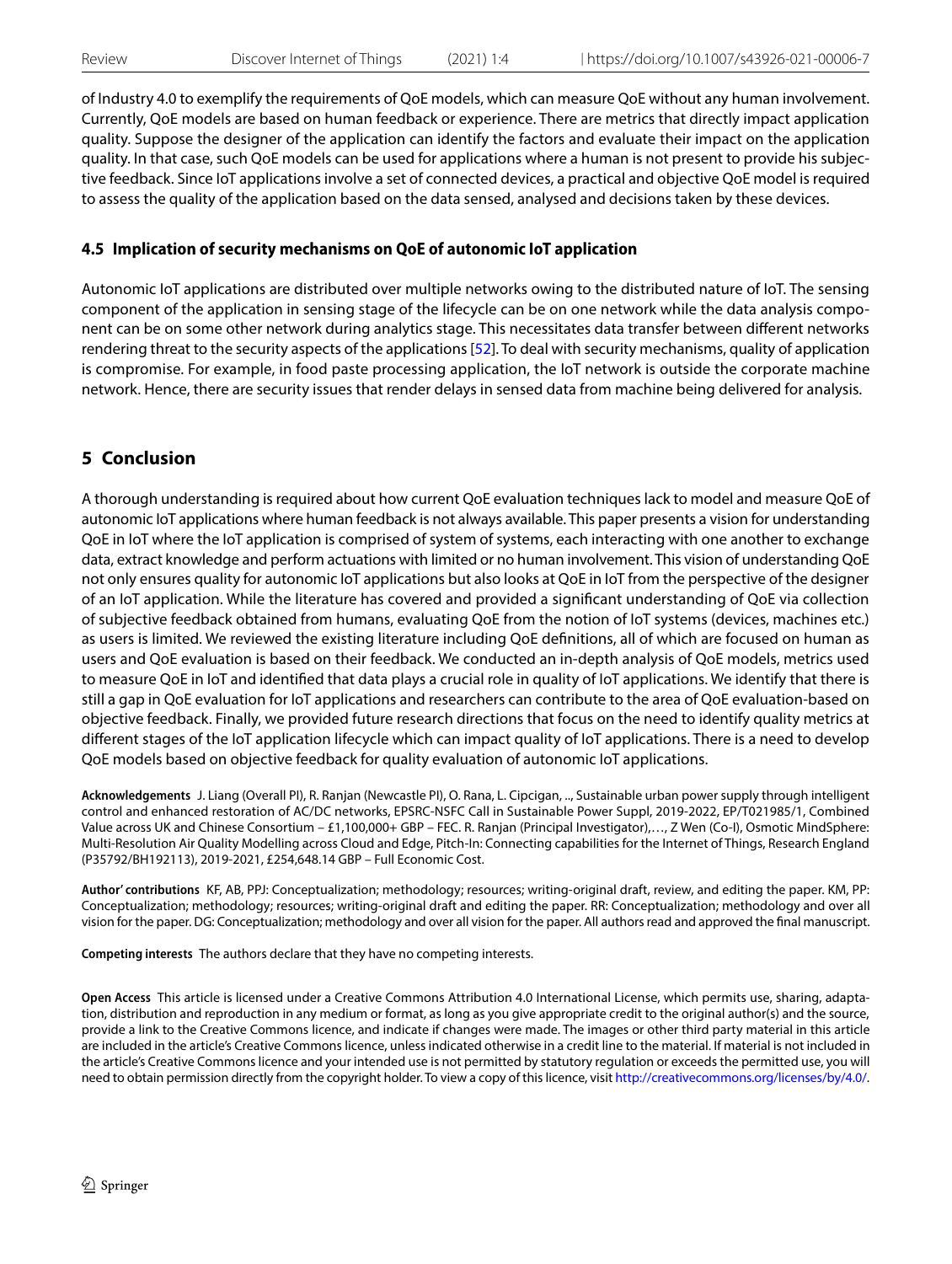of Industry 4.0 to exemplify the requirements of QoE models, which can measure QoE without any human involvement. Currently, QoE models are based on human feedback or experience. There are metrics that directly impact application quality. Suppose the designer of the application can identify the factors and evaluate their impact on the application quality. In that case, such QoE models can be used for applications where a human is not present to provide his subjective feedback. Since IoT applications involve a set of connected devices, a practical and objective QoE model is required to assess the quality of the application based on the data sensed, analysed and decisions taken by these devices.

### 4.5 Implication of security mechanisms on QoE of autonomic IoT application

Autonomic IoT applications are distributed over multiple networks owing to the distributed nature of IoT. The sensing component of the application in sensing stage of the lifecycle can be on one network while the data analysis component can be on some other network during analytics stage. This necessitates data transfer between different networks rendering threat to the security aspects of the applications [52]. To deal with security mechanisms, quality of application is compromise. For example, in food paste processing application, the IoT network is outside the corporate machine network. Hence, there are security issues that render delays in sensed data from machine being delivered for analysis.

## 5 Conclusion

A thorough understanding is required about how current QoE evaluation techniques lack to model and measure QoE of autonomic IoT applications where human feedback is not always available. This paper presents a vision for understanding QoE in IoT where the IoT application is comprised of system of systems, each interacting with one another to exchange data, extract knowledge and perform actuations with limited or no human involvement. This vision of understanding QoE not only ensures quality for autonomic IoT applications but also looks at QoE in IoT from the perspective of the designer of an IoT application. While the literature has covered and provided a significant understanding of QoE via collection of subjective feedback obtained from humans, evaluating QoE from the notion of IoT systems (devices, machines etc.) as users is limited. We reviewed the existing literature including QoE definitions, all of which are focused on human as users and QoE evaluation is based on their feedback. We conducted an in-depth analysis of QoE models, metrics used to measure QoE in IoT and identified that data plays a crucial role in quality of IoT applications. We identify that there is still a gap in QoE evaluation for IoT applications and researchers can contribute to the area of QoE evaluation-based on objective feedback. Finally, we provided future research directions that focus on the need to identify quality metrics at different stages of the IoT application lifecycle which can impact quality of IoT applications. There is a need to develop QoE models based on objective feedback for quality evaluation of autonomic IoT applications.

**Acknowledgements** J. Liang (Overall PI), R. Ranjan (Newcastle PI), O. Rana, L. Cipcigan, .., Sustainable urban power supply through intelligent control and enhanced restoration of AC/DC networks, EPSRC-NSFC Call in Sustainable Power Suppl, 2019-2022, EP/T021985/1, Combined Value across UK and Chinese Consortium – £1,100,000+ GBP – FEC. R. Ranjan (Principal Investigator),…, Z Wen (Co-I), Osmotic MindSphere: Multi-Resolution Air Quality Modelling across Cloud and Edge, Pitch-In: Connecting capabilities for the Internet of Things, Research England (P35792/BH192113), 2019-2021, £254,648.14 GBP – Full Economic Cost.

**Author' contributions** KF, AB, PPJ: Conceptualization; methodology; resources; writing-original draft, review, and editing the paper. KM, PP: Conceptualization; methodology; resources; writing-original draft and editing the paper. RR: Conceptualization; methodology and over all vision for the paper. DG: Conceptualization; methodology and over all vision for the paper. All authors read and approved the final manuscript.

**Competing interests** The authors declare that they have no competing interests.

**Open Access** This article is licensed under a Creative Commons Attribution 4.0 International License, which permits use, sharing, adaptation, distribution and reproduction in any medium or format, as long as you give appropriate credit to the original author(s) and the source, provide a link to the Creative Commons licence, and indicate if changes were made. The images or other third party material in this article are included in the article's Creative Commons licence, unless indicated otherwise in a credit line to the material. If material is not included in the article's Creative Commons licence and your intended use is not permitted by statutory regulation or exceeds the permitted use, you will need to obtain permission directly from the copyright holder. To view a copy of this licence, visit http://creativecommons.org/licenses/by/4.0/.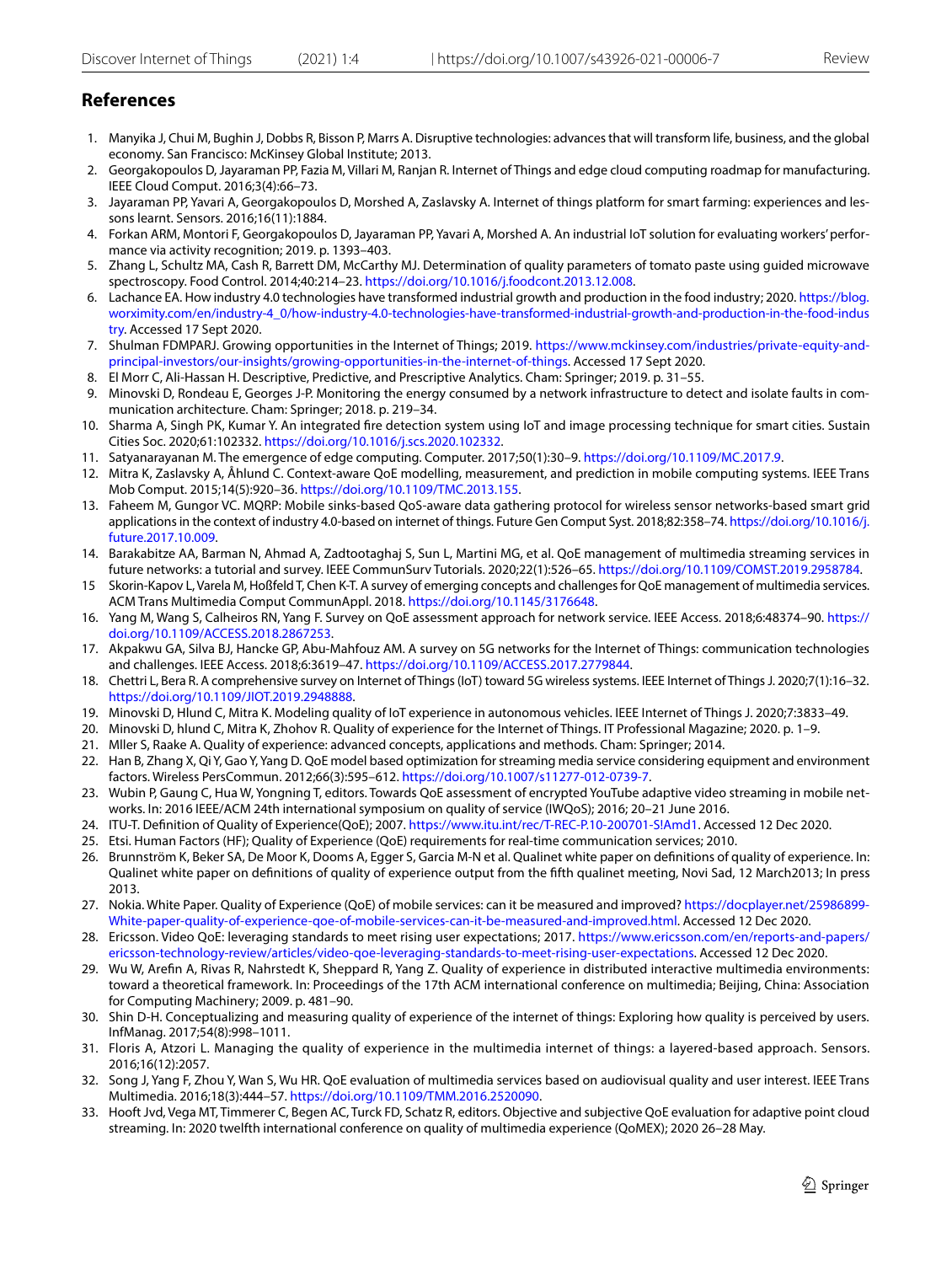## References

1. Manyika J, Chui M, Bughin J, Dobbs R, Bisson P, Marrs A. Disruptive technologies: advances that will transform life, business, and the global economy. San Francisco: McKinsey Global Institute; 2013.
2. Georgakopoulos D, Jayaraman PP, Fazia M, Villari M, Ranjan R. Internet of Things and edge cloud computing roadmap for manufacturing. IEEE Cloud Comput. 2016;3(4):66–73.
3. Jayaraman PP, Yavari A, Georgakopoulos D, Morshed A, Zaslavsky A. Internet of things platform for smart farming: experiences and lessons learnt. Sensors. 2016;16(11):1884.
4. Forkan ARM, Montori F, Georgakopoulos D, Jayaraman PP, Yavari A, Morshed A. An industrial IoT solution for evaluating workers' performance via activity recognition; 2019. p. 1393–403.
5. Zhang L, Schultz MA, Cash R, Barrett DM, McCarthy MJ. Determination of quality parameters of tomato paste using guided microwave spectroscopy. Food Control. 2014;40:214–23. https://doi.org/10.1016/j.foodcont.2013.12.008.
6. Lachance EA. How industry 4.0 technologies have transformed industrial growth and production in the food industry; 2020. https://blog.worximity.com/en/industry-4_0/how-industry-4.0-technologies-have-transformed-industrial-growth-and-production-in-the-food-industry. Accessed 17 Sept 2020.
7. Shulman FDMPARJ. Growing opportunities in the Internet of Things; 2019. https://www.mckinsey.com/industries/private-equity-and-principal-investors/our-insights/growing-opportunities-in-the-internet-of-things. Accessed 17 Sept 2020.
8. El Morr C, Ali-Hassan H. Descriptive, Predictive, and Prescriptive Analytics. Cham: Springer; 2019. p. 31–55.
9. Minovski D, Rondeau E, Georges J-P. Monitoring the energy consumed by a network infrastructure to detect and isolate faults in communication architecture. Cham: Springer; 2018. p. 219–34.
10. Sharma A, Singh PK, Kumar Y. An integrated fire detection system using IoT and image processing technique for smart cities. Sustain Cities Soc. 2020;61:102332. https://doi.org/10.1016/j.scs.2020.102332.
11. Satyanarayanan M. The emergence of edge computing. Computer. 2017;50(1):30–9. https://doi.org/10.1109/MC.2017.9.
12. Mitra K, Zaslavsky A, Åhlund C. Context-aware QoE modelling, measurement, and prediction in mobile computing systems. IEEE Trans Mob Comput. 2015;14(5):920–36. https://doi.org/10.1109/TMC.2013.155.
13. Faheem M, Gungor VC. MQRP: Mobile sinks-based QoS-aware data gathering protocol for wireless sensor networks-based smart grid applications in the context of industry 4.0-based on internet of things. Future Gen Comput Syst. 2018;82:358–74. https://doi.org/10.1016/j.future.2017.10.009.
14. Barakabitze AA, Barman N, Ahmad A, Zadtootaghaj S, Sun L, Martini MG, et al. QoE management of multimedia streaming services in future networks: a tutorial and survey. IEEE CommunSurv Tutorials. 2020;22(1):526–65. https://doi.org/10.1109/COMST.2019.2958784.
15. Skorin-Kapov L, Varela M, Hoßfeld T, Chen K-T. A survey of emerging concepts and challenges for QoE management of multimedia services. ACM Trans Multimedia Comput CommunAppl. 2018. https://doi.org/10.1145/3176648.
16. Yang M, Wang S, Calheiros RN, Yang F. Survey on QoE assessment approach for network service. IEEE Access. 2018;6:48374–90. https://doi.org/10.1109/ACCESS.2018.2867253.
17. Akpakwu GA, Silva BJ, Hancke GP, Abu-Mahfouz AM. A survey on 5G networks for the Internet of Things: communication technologies and challenges. IEEE Access. 2018;6:3619–47. https://doi.org/10.1109/ACCESS.2017.2779844.
18. Chettri L, Bera R. A comprehensive survey on Internet of Things (IoT) toward 5G wireless systems. IEEE Internet of Things J. 2020;7(1):16–32. https://doi.org/10.1109/JIOT.2019.2948888.
19. Minovski D, Hlund C, Mitra K. Modeling quality of IoT experience in autonomous vehicles. IEEE Internet of Things J. 2020;7:3833–49.
20. Minovski D, hlund C, Mitra K, Zhohov R. Quality of experience for the Internet of Things. IT Professional Magazine; 2020. p. 1–9.
21. Mller S, Raake A. Quality of experience: advanced concepts, applications and methods. Cham: Springer; 2014.
22. Han B, Zhang X, Qi Y, Gao Y, Yang D. QoE model based optimization for streaming media service considering equipment and environment factors. Wireless PersCommun. 2012;66(3):595–612. https://doi.org/10.1007/s11277-012-0739-7.
23. Wubin P, Gaung C, Hua W, Yongning T, editors. Towards QoE assessment of encrypted YouTube adaptive video streaming in mobile networks. In: 2016 IEEE/ACM 24th international symposium on quality of service (IWQoS); 2016; 20–21 June 2016.
24. ITU-T. Definition of Quality of Experience(QoE); 2007. https://www.itu.int/rec/T-REC-P.10-200701-S!Amd1. Accessed 12 Dec 2020.
25. Etsi. Human Factors (HF); Quality of Experience (QoE) requirements for real-time communication services; 2010.
26. Brunnström K, Beker SA, De Moor K, Dooms A, Egger S, Garcia M-N et al. Qualinet white paper on definitions of quality of experience. In: Qualinet white paper on definitions of quality of experience output from the fifth qualinet meeting, Novi Sad, 12 March2013; In press 2013.
27. Nokia. White Paper. Quality of Experience (QoE) of mobile services: can it be measured and improved? https://docplayer.net/25986899-White-paper-quality-of-experience-qoe-of-mobile-services-can-it-be-measured-and-improved.html. Accessed 12 Dec 2020.
28. Ericsson. Video QoE: leveraging standards to meet rising user expectations; 2017. https://www.ericsson.com/en/reports-and-papers/ericsson-technology-review/articles/video-qoe-leveraging-standards-to-meet-rising-user-expectations. Accessed 12 Dec 2020.
29. Wu W, Arefin A, Rivas R, Nahrstedt K, Sheppard R, Yang Z. Quality of experience in distributed interactive multimedia environments: toward a theoretical framework. In: Proceedings of the 17th ACM international conference on multimedia; Beijing, China: Association for Computing Machinery; 2009. p. 481–90.
30. Shin D-H. Conceptualizing and measuring quality of experience of the internet of things: Exploring how quality is perceived by users. InfManag. 2017;54(8):998–1011.
31. Floris A, Atzori L. Managing the quality of experience in the multimedia internet of things: a layered-based approach. Sensors. 2016;16(12):2057.
32. Song J, Yang F, Zhou Y, Wan S, Wu HR. QoE evaluation of multimedia services based on audiovisual quality and user interest. IEEE Trans Multimedia. 2016;18(3):444–57. https://doi.org/10.1109/TMM.2016.2520090.
33. Hooft Jvd, Vega MT, Timmerer C, Begen AC, Turck FD, Schatz R, editors. Objective and subjective QoE evaluation for adaptive point cloud streaming. In: 2020 twelfth international conference on quality of multimedia experience (QoMEX); 2020 26–28 May.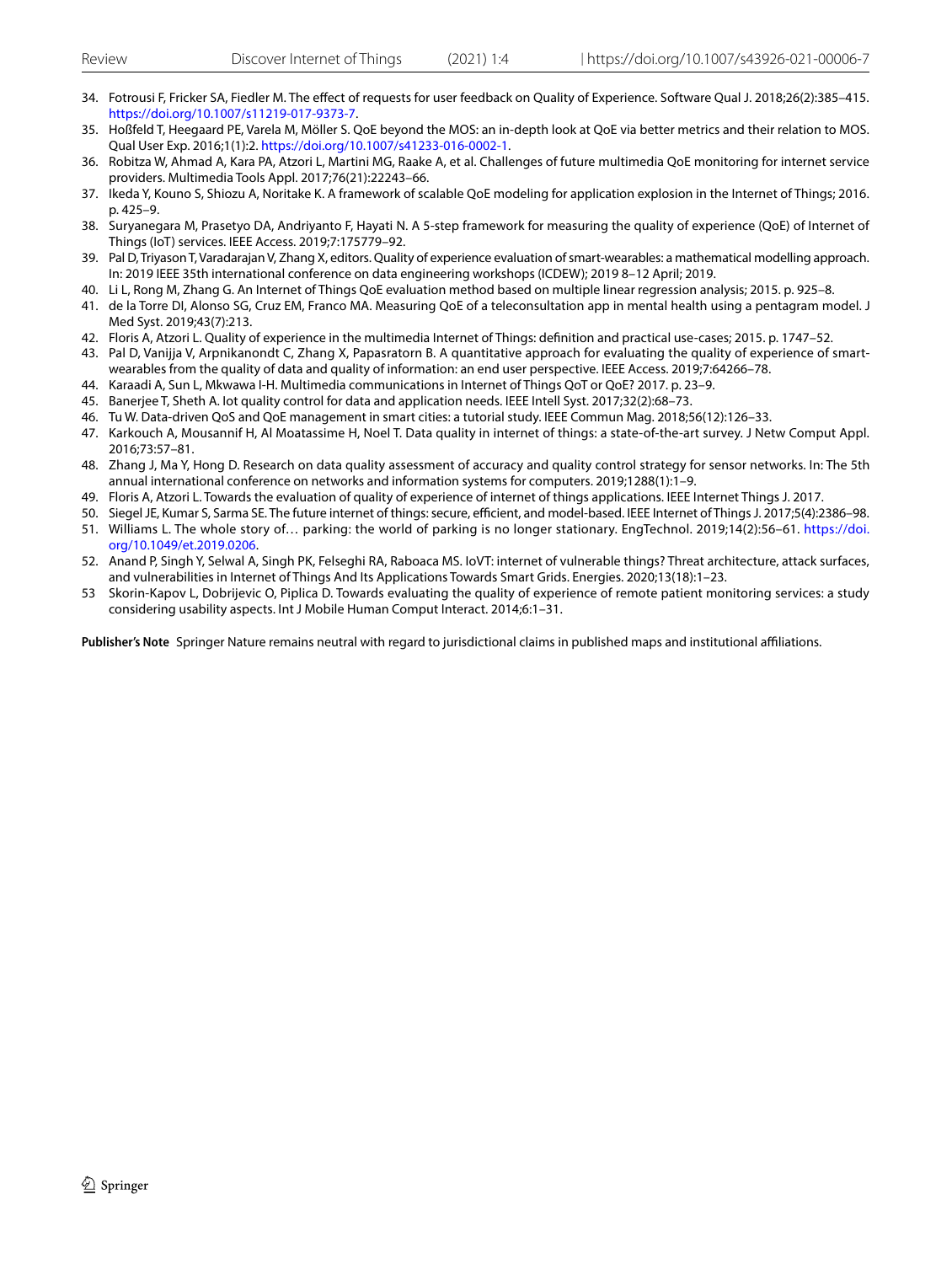34. Fotrousi F, Fricker SA, Fiedler M. The effect of requests for user feedback on Quality of Experience. Software Qual J. 2018;26(2):385–415. https://doi.org/10.1007/s11219-017-9373-7.
35. Hoßfeld T, Heegaard PE, Varela M, Möller S. QoE beyond the MOS: an in-depth look at QoE via better metrics and their relation to MOS. Qual User Exp. 2016;1(1):2. https://doi.org/10.1007/s41233-016-0002-1.
36. Robitza W, Ahmad A, Kara PA, Atzori L, Martini MG, Raake A, et al. Challenges of future multimedia QoE monitoring for internet service providers. Multimedia Tools Appl. 2017;76(21):22243–66.
37. Ikeda Y, Kouno S, Shiozu A, Noritake K. A framework of scalable QoE modeling for application explosion in the Internet of Things; 2016. p. 425–9.
38. Suryanegara M, Prasetyo DA, Andriyanto F, Hayati N. A 5-step framework for measuring the quality of experience (QoE) of Internet of Things (IoT) services. IEEE Access. 2019;7:175779–92.
39. Pal D, Triyason T, Varadarajan V, Zhang X, editors. Quality of experience evaluation of smart-wearables: a mathematical modelling approach. In: 2019 IEEE 35th international conference on data engineering workshops (ICDEW); 2019 8–12 April; 2019.
40. Li L, Rong M, Zhang G. An Internet of Things QoE evaluation method based on multiple linear regression analysis; 2015. p. 925–8.
41. de la Torre DI, Alonso SG, Cruz EM, Franco MA. Measuring QoE of a teleconsultation app in mental health using a pentagram model. J Med Syst. 2019;43(7):213.
42. Floris A, Atzori L. Quality of experience in the multimedia Internet of Things: definition and practical use-cases; 2015. p. 1747–52.
43. Pal D, Vanijja V, Arpnikanondt C, Zhang X, Papasratorn B. A quantitative approach for evaluating the quality of experience of smart-wearables from the quality of data and quality of information: an end user perspective. IEEE Access. 2019;7:64266–78.
44. Karaadi A, Sun L, Mkwawa I-H. Multimedia communications in Internet of Things QoT or QoE? 2017. p. 23–9.
45. Banerjee T, Sheth A. Iot quality control for data and application needs. IEEE Intell Syst. 2017;32(2):68–73.
46. Tu W. Data-driven QoS and QoE management in smart cities: a tutorial study. IEEE Commun Mag. 2018;56(12):126–33.
47. Karkouch A, Mousannif H, Al Moatassime H, Noel T. Data quality in internet of things: a state-of-the-art survey. J Netw Comput Appl. 2016;73:57–81.
48. Zhang J, Ma Y, Hong D. Research on data quality assessment of accuracy and quality control strategy for sensor networks. In: The 5th annual international conference on networks and information systems for computers. 2019;1288(1):1–9.
49. Floris A, Atzori L. Towards the evaluation of quality of experience of internet of things applications. IEEE Internet Things J. 2017.
50. Siegel JE, Kumar S, Sarma SE. The future internet of things: secure, efficient, and model-based. IEEE Internet of Things J. 2017;5(4):2386–98.
51. Williams L. The whole story of… parking: the world of parking is no longer stationary. EngTechnol. 2019;14(2):56–61. https://doi.org/10.1049/et.2019.0206.
52. Anand P, Singh Y, Selwal A, Singh PK, Felseghi RA, Raboaca MS. IoVT: internet of vulnerable things? Threat architecture, attack surfaces, and vulnerabilities in Internet of Things And Its Applications Towards Smart Grids. Energies. 2020;13(18):1–23.
53 Skorin-Kapov L, Dobrijevic O, Piplica D. Towards evaluating the quality of experience of remote patient monitoring services: a study considering usability aspects. Int J Mobile Human Comput Interact. 2014;6:1–31.

**Publisher's Note** Springer Nature remains neutral with regard to jurisdictional claims in published maps and institutional affiliations.